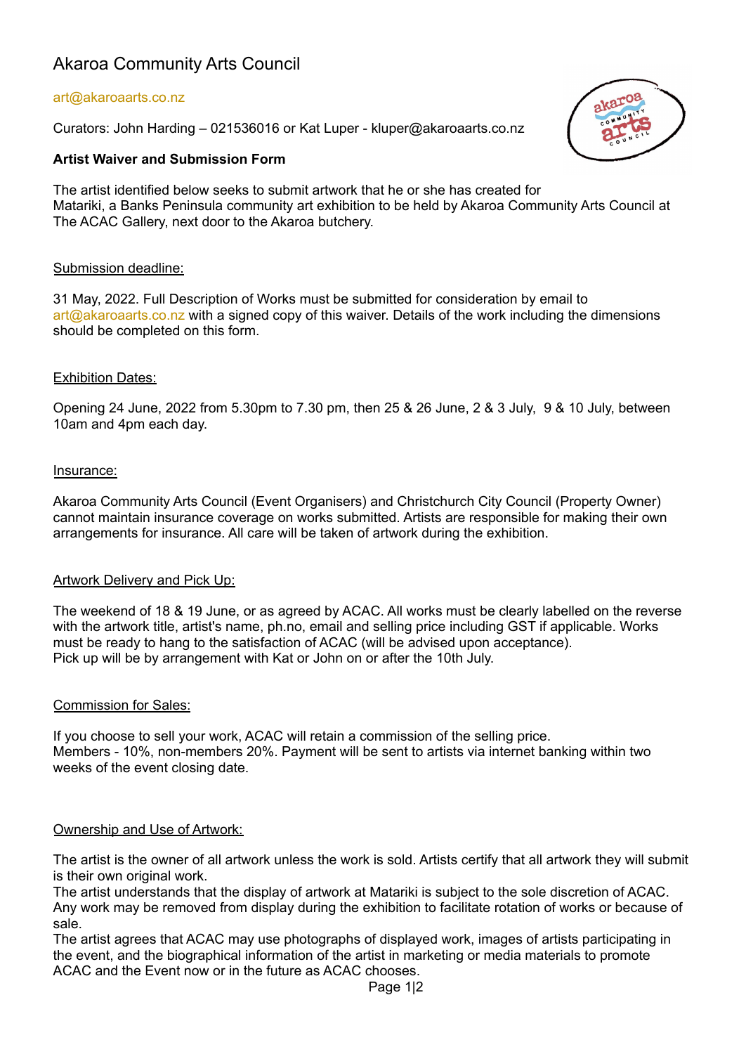# Akaroa Community Arts Council

art@akaroaarts.co.nz

Curators: John Harding – 021536016 or Kat Luper - kluper@akaroaarts.co.nz

**Artist Waiver and Submission Form**

The artist identified below seeks to submit artwork that he or she has created for Matariki, a Banks Peninsula community art exhibition to be held by Akaroa Community Arts Council at The ACAC Gallery, next door to the Akaroa butchery.

<u>Submission deadline:</u>

31 May, 2022. Full Description of Works must be submitted for consideration by email to art@akaroaarts.co.nz with a signed copy of this waiver. Details of the work including the dimensions should be completed on this form.

<u>Exhibition Dates:</u>

Opening 24 June, 2022 from 5.30pm to 7.30 pm, then 25 & 26 June, 2 & 3 July, 9 & 10 July, between 10am and 4pm each day.

<u>Insurance:</u>

Akaroa Community Arts Council (Event Organisers) and Christchurch City Council (Property Owner) cannot maintain insurance coverage on works submitted. Artists are responsible for making their own arrangements for insurance. All care will be taken of artwork during the exhibition.

<u>Artwork Delivery and Pick Up:</u>

The weekend of 18 & 19 June, or as agreed by ACAC. All works must be clearly labelled on the reverse with the artwork title, artist's name, ph.no, email and selling price including GST if applicable. Works must be ready to hang to the satisfaction of ACAC (will be advised upon acceptance).
Pick up will be by arrangement with Kat or John on or after the 10th July.

<u>Commission for Sales:</u>

If you choose to sell your work, ACAC will retain a commission of the selling price.
Members - 10%, non-members 20%. Payment will be sent to artists via internet banking within two weeks of the event closing date.

<u>Ownership and Use of Artwork:</u>

The artist is the owner of all artwork unless the work is sold. Artists certify that all artwork they will submit is their own original work.
The artist understands that the display of artwork at Matariki is subject to the sole discretion of ACAC. Any work may be removed from display during the exhibition to facilitate rotation of works or because of sale.
The artist agrees that ACAC may use photographs of displayed work, images of artists participating in the event, and the biographical information of the artist in marketing or media materials to promote ACAC and the Event now or in the future as ACAC chooses.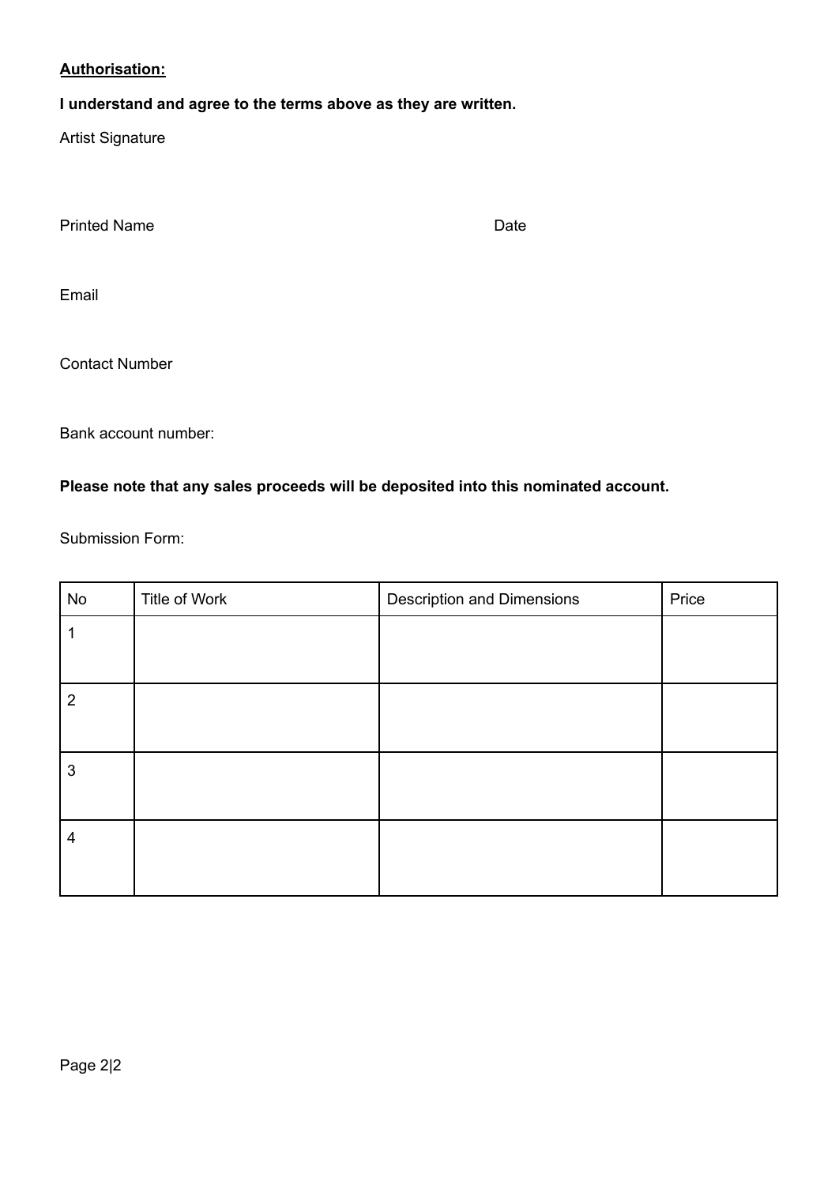**<u>Authorisation:</u>**

**I understand and agree to the terms above as they are written.**

Artist Signature

Printed Name Date

Email

Contact Number

Bank account number:

**Please note that any sales proceeds will be deposited into this nominated account.**

Submission Form:

| No | Title of Work | Description and Dimensions | Price |
|---|---|---|---|
| 1 | | | |
| 2 | | | |
| 3 | | | |
| 4 | | | |